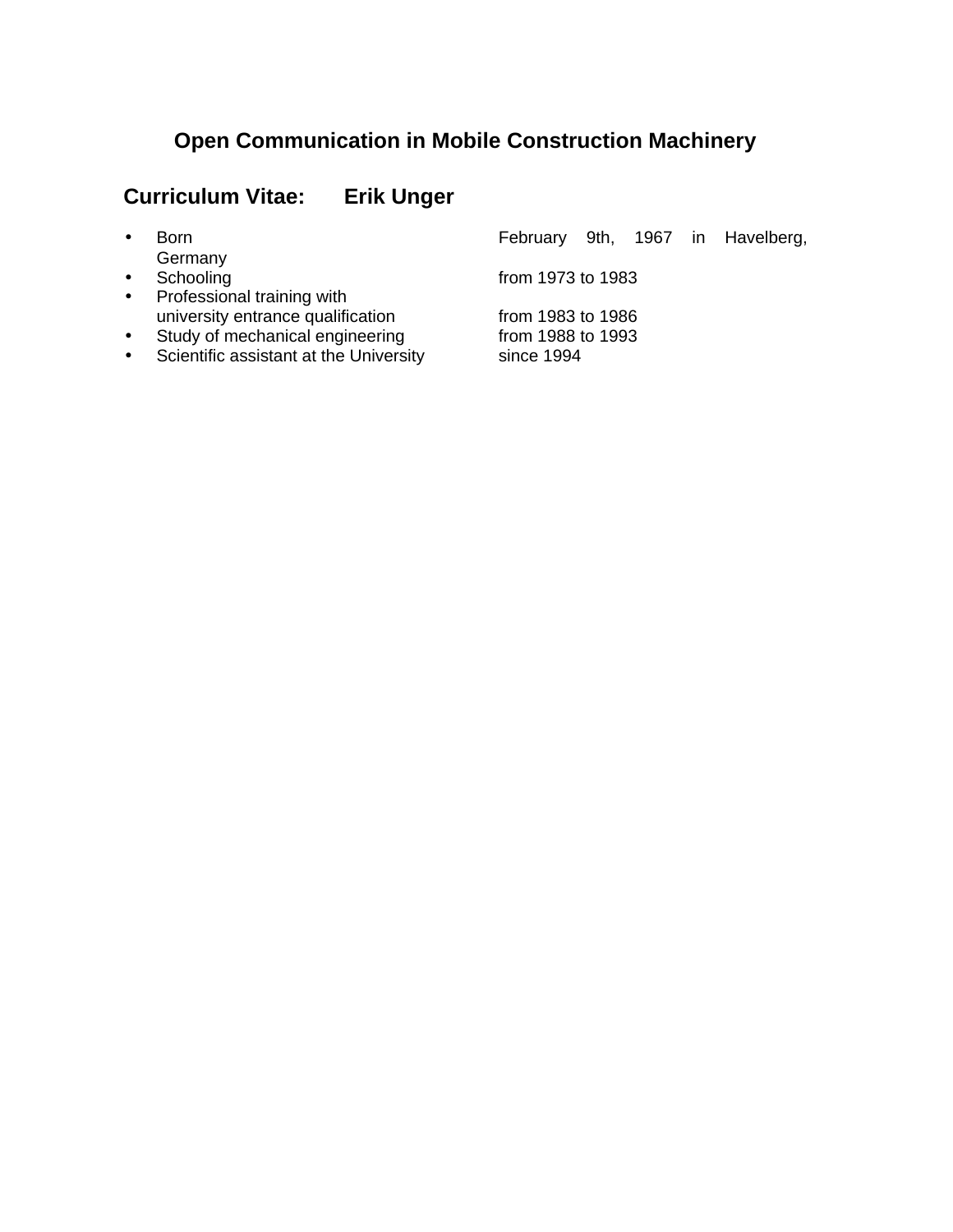# Open Communication in Mobile Construction Machinery

## Curriculum Vitae: Erik Unger

- Born — February 9th, 1967 in Havelberg, Germany
- Schooling — from 1973 to 1983
- Professional training with university entrance qualification — from 1983 to 1986
- Study of mechanical engineering — from 1988 to 1993
- Scientific assistant at the University — since 1994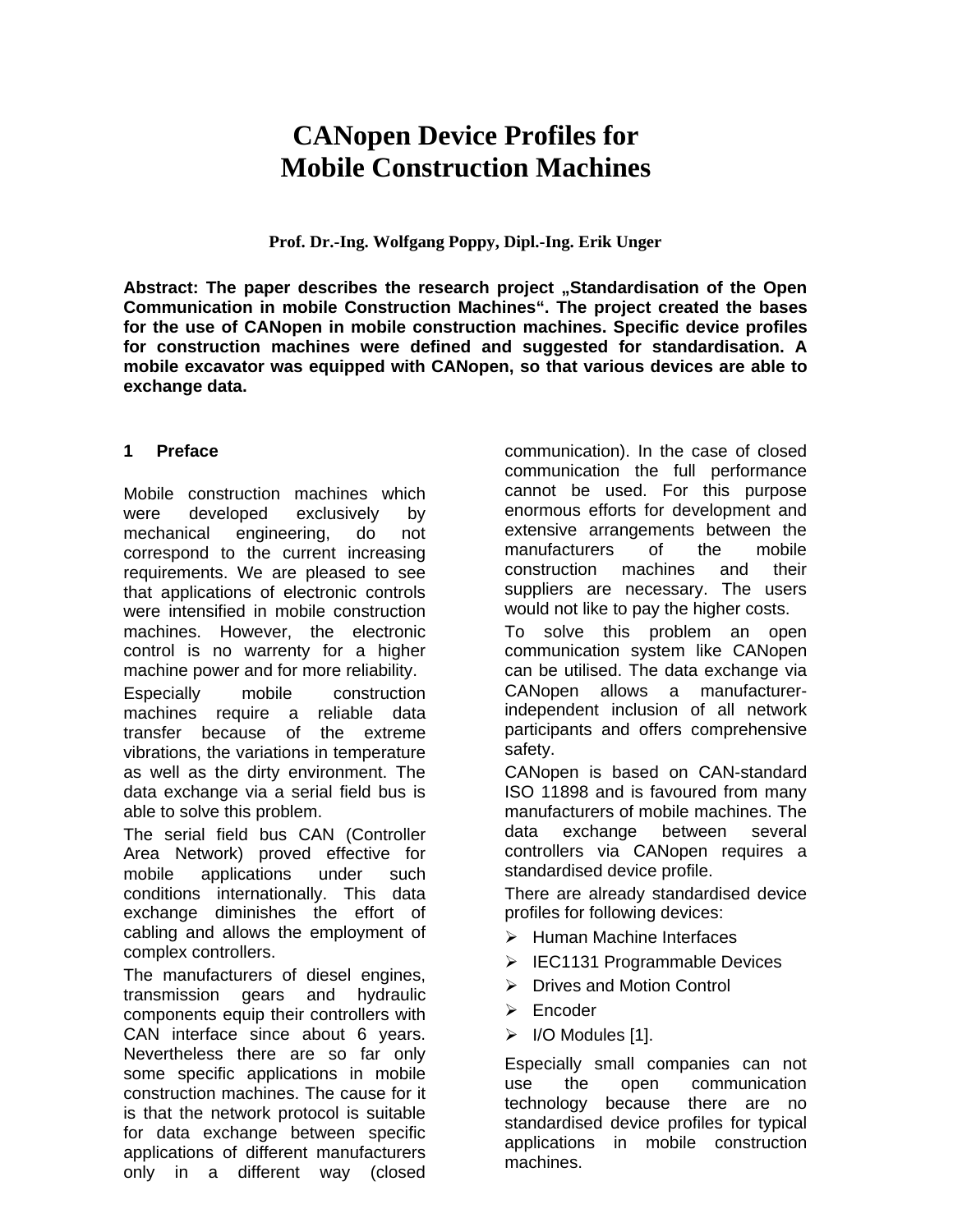# CANopen Device Profiles for Mobile Construction Machines

**Prof. Dr.-Ing. Wolfgang Poppy, Dipl.-Ing. Erik Unger**

**Abstract: The paper describes the research project „Standardisation of the Open Communication in mobile Construction Machines“. The project created the bases for the use of CANopen in mobile construction machines. Specific device profiles for construction machines were defined and suggested for standardisation. A mobile excavator was equipped with CANopen, so that various devices are able to exchange data.**

## 1 Preface

Mobile construction machines which were developed exclusively by mechanical engineering, do not correspond to the current increasing requirements. We are pleased to see that applications of electronic controls were intensified in mobile construction machines. However, the electronic control is no warrenty for a higher machine power and for more reliability.

Especially mobile construction machines require a reliable data transfer because of the extreme vibrations, the variations in temperature as well as the dirty environment. The data exchange via a serial field bus is able to solve this problem.

The serial field bus CAN (Controller Area Network) proved effective for mobile applications under such conditions internationally. This data exchange diminishes the effort of cabling and allows the employment of complex controllers.

The manufacturers of diesel engines, transmission gears and hydraulic components equip their controllers with CAN interface since about 6 years. Nevertheless there are so far only some specific applications in mobile construction machines. The cause for it is that the network protocol is suitable for data exchange between specific applications of different manufacturers only in a different way (closed communication). In the case of closed communication the full performance cannot be used. For this purpose enormous efforts for development and extensive arrangements between the manufacturers of the mobile construction machines and their suppliers are necessary. The users would not like to pay the higher costs.

To solve this problem an open communication system like CANopen can be utilised. The data exchange via CANopen allows a manufacturer-independent inclusion of all network participants and offers comprehensive safety.

CANopen is based on CAN-standard ISO 11898 and is favoured from many manufacturers of mobile machines. The data exchange between several controllers via CANopen requires a standardised device profile.

There are already standardised device profiles for following devices:

- Human Machine Interfaces
- IEC1131 Programmable Devices
- Drives and Motion Control
- Encoder
- I/O Modules [1].

Especially small companies can not use the open communication technology because there are no standardised device profiles for typical applications in mobile construction machines.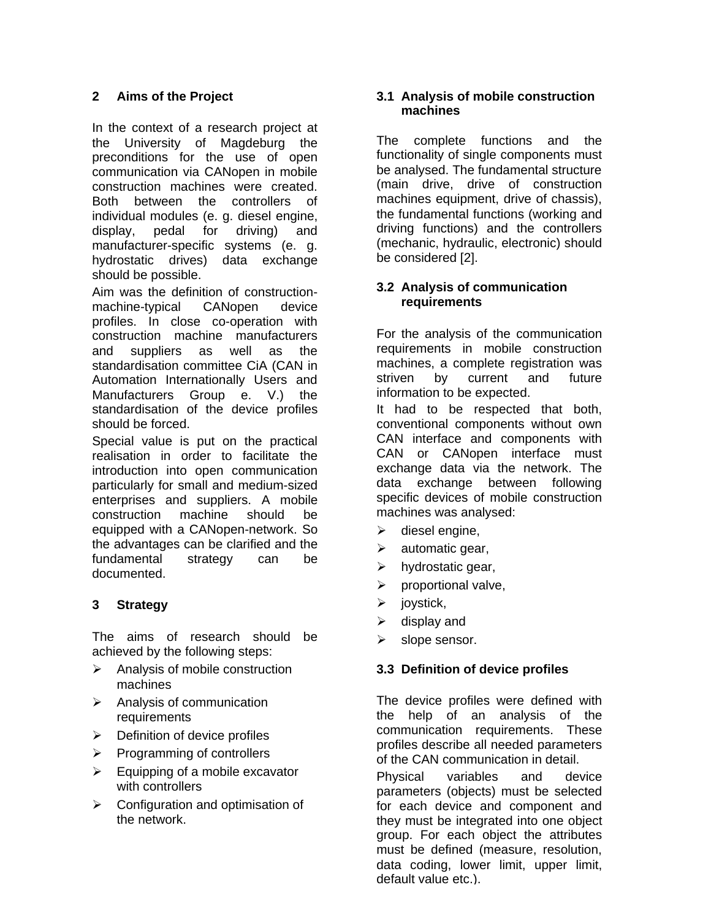## 2 Aims of the Project

In the context of a research project at the University of Magdeburg the preconditions for the use of open communication via CANopen in mobile construction machines were created. Both between the controllers of individual modules (e. g. diesel engine, display, pedal for driving) and manufacturer-specific systems (e. g. hydrostatic drives) data exchange should be possible.

Aim was the definition of construction-machine-typical CANopen device profiles. In close co-operation with construction machine manufacturers and suppliers as well as the standardisation committee CiA (CAN in Automation Internationally Users and Manufacturers Group e. V.) the standardisation of the device profiles should be forced.

Special value is put on the practical realisation in order to facilitate the introduction into open communication particularly for small and medium-sized enterprises and suppliers. A mobile construction machine should be equipped with a CANopen-network. So the advantages can be clarified and the fundamental strategy can be documented.

## 3 Strategy

The aims of research should be achieved by the following steps:

- Analysis of mobile construction machines
- Analysis of communication requirements
- Definition of device profiles
- Programming of controllers
- Equipping of a mobile excavator with controllers
- Configuration and optimisation of the network.

### 3.1 Analysis of mobile construction machines

The complete functions and the functionality of single components must be analysed. The fundamental structure (main drive, drive of construction machines equipment, drive of chassis), the fundamental functions (working and driving functions) and the controllers (mechanic, hydraulic, electronic) should be considered [2].

### 3.2 Analysis of communication requirements

For the analysis of the communication requirements in mobile construction machines, a complete registration was striven by current and future information to be expected.

It had to be respected that both, conventional components without own CAN interface and components with CAN or CANopen interface must exchange data via the network. The data exchange between following specific devices of mobile construction machines was analysed:

- diesel engine,
- automatic gear,
- hydrostatic gear,
- proportional valve,
- joystick,
- display and
- slope sensor.

### 3.3 Definition of device profiles

The device profiles were defined with the help of an analysis of the communication requirements. These profiles describe all needed parameters of the CAN communication in detail.

Physical variables and device parameters (objects) must be selected for each device and component and they must be integrated into one object group. For each object the attributes must be defined (measure, resolution, data coding, lower limit, upper limit, default value etc.).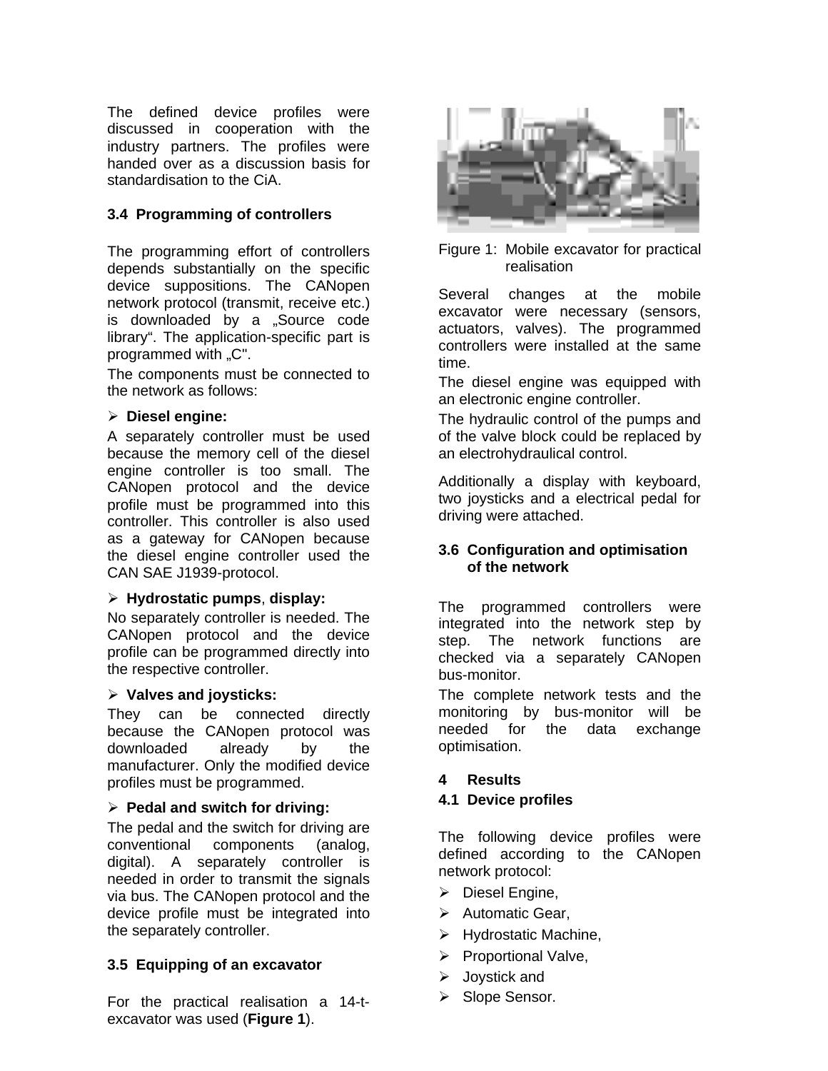The defined device profiles were discussed in cooperation with the industry partners. The profiles were handed over as a discussion basis for standardisation to the CiA.

### 3.4 Programming of controllers

The programming effort of controllers depends substantially on the specific device suppositions. The CANopen network protocol (transmit, receive etc.) is downloaded by a „Source code library". The application-specific part is programmed with „C".

The components must be connected to the network as follows:

- **Diesel engine:**

A separately controller must be used because the memory cell of the diesel engine controller is too small. The CANopen protocol and the device profile must be programmed into this controller. This controller is also used as a gateway for CANopen because the diesel engine controller used the CAN SAE J1939-protocol.

- **Hydrostatic pumps**, **display:**

No separately controller is needed. The CANopen protocol and the device profile can be programmed directly into the respective controller.

- **Valves and joysticks:**

They can be connected directly because the CANopen protocol was downloaded already by the manufacturer. Only the modified device profiles must be programmed.

- **Pedal and switch for driving:**

The pedal and the switch for driving are conventional components (analog, digital). A separately controller is needed in order to transmit the signals via bus. The CANopen protocol and the device profile must be integrated into the separately controller.

### 3.5 Equipping of an excavator

For the practical realisation a 14-t-excavator was used (**Figure 1**).

Figure 1: Mobile excavator for practical realisation

Several changes at the mobile excavator were necessary (sensors, actuators, valves). The programmed controllers were installed at the same time.

The diesel engine was equipped with an electronic engine controller.

The hydraulic control of the pumps and of the valve block could be replaced by an electrohydraulical control.

Additionally a display with keyboard, two joysticks and a electrical pedal for driving were attached.

### 3.6 Configuration and optimisation of the network

The programmed controllers were integrated into the network step by step. The network functions are checked via a separately CANopen bus-monitor.

The complete network tests and the monitoring by bus-monitor will be needed for the data exchange optimisation.

## 4 Results

### 4.1 Device profiles

The following device profiles were defined according to the CANopen network protocol:

- Diesel Engine,
- Automatic Gear,
- Hydrostatic Machine,
- Proportional Valve,
- Joystick and
- Slope Sensor.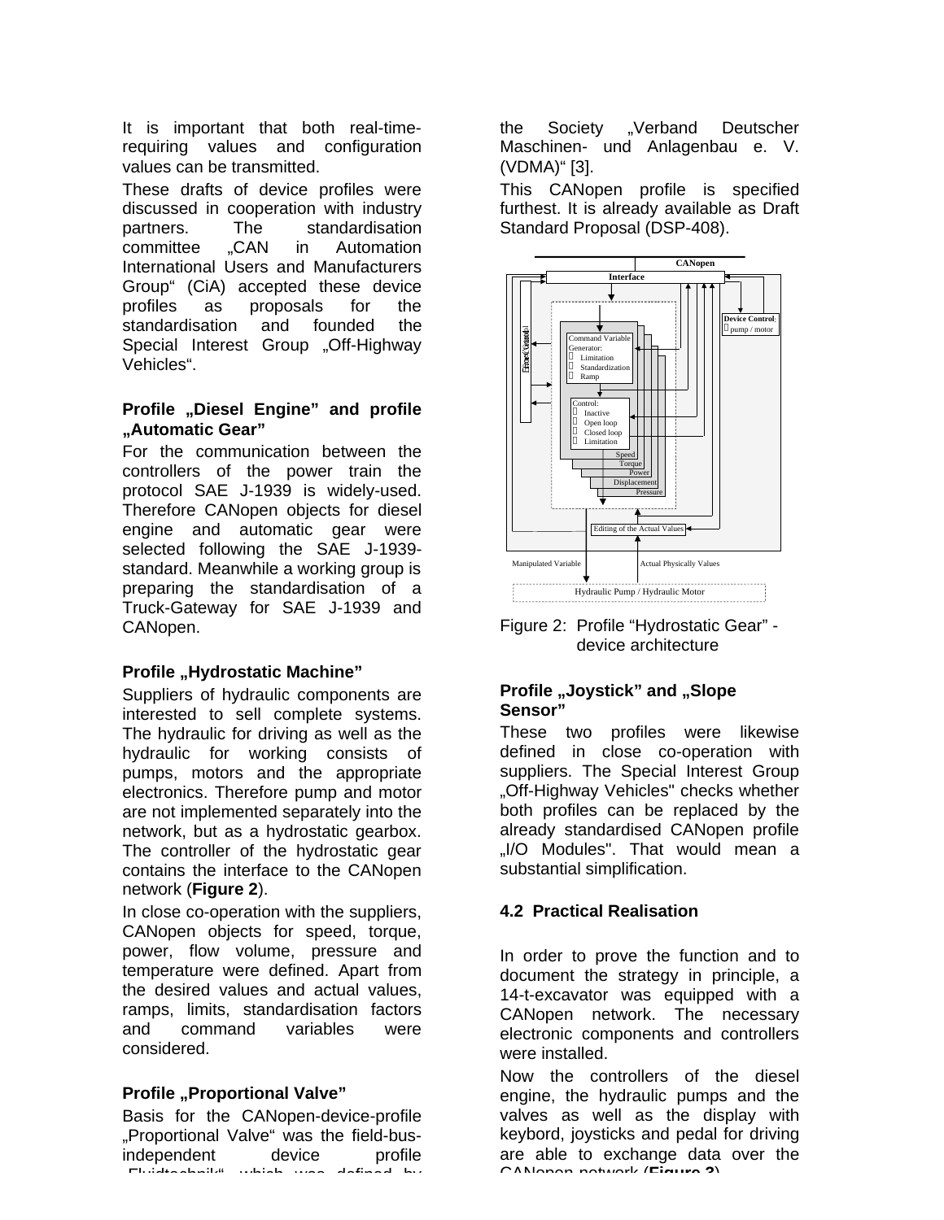It is important that both real-time-requiring values and configuration values can be transmitted.

These drafts of device profiles were discussed in cooperation with industry partners. The standardisation committee „CAN in Automation International Users and Manufacturers Group“ (CiA) accepted these device profiles as proposals for the standardisation and founded the Special Interest Group „Off-Highway Vehicles“.

### Profile „Diesel Engine” and profile „Automatic Gear”

For the communication between the controllers of the power train the protocol SAE J-1939 is widely-used. Therefore CANopen objects for diesel engine and automatic gear were selected following the SAE J-1939-standard. Meanwhile a working group is preparing the standardisation of a Truck-Gateway for SAE J-1939 and CANopen.

### Profile „Hydrostatic Machine”

Suppliers of hydraulic components are interested to sell complete systems. The hydraulic for driving as well as the hydraulic for working consists of pumps, motors and the appropriate electronics. Therefore pump and motor are not implemented separately into the network, but as a hydrostatic gearbox. The controller of the hydrostatic gear contains the interface to the CANopen network (**Figure 2**).

In close co-operation with the suppliers, CANopen objects for speed, torque, power, flow volume, pressure and temperature were defined. Apart from the desired values and actual values, ramps, limits, standardisation factors and command variables were considered.

### Profile „Proportional Valve”

Basis for the CANopen-device-profile „Proportional Valve“ was the field-bus-independent device profile „Fluidtechnik“ which was defined by the Society „Verband Deutscher Maschinen- und Anlagenbau e. V. (VDMA)“ [3].

This CANopen profile is specified furthest. It is already available as Draft Standard Proposal (DSP-408).

Figure 2: Profile “Hydrostatic Gear” - device architecture

### Profile „Joystick” and „Slope Sensor”

These two profiles were likewise defined in close co-operation with suppliers. The Special Interest Group „Off-Highway Vehicles" checks whether both profiles can be replaced by the already standardised CANopen profile „I/O Modules". That would mean a substantial simplification.

### 4.2 Practical Realisation

In order to prove the function and to document the strategy in principle, a 14-t-excavator was equipped with a CANopen network. The necessary electronic components and controllers were installed.

Now the controllers of the diesel engine, the hydraulic pumps and the valves as well as the display with keybord, joysticks and pedal for driving are able to exchange data over the CANopen network (**Figure 3**).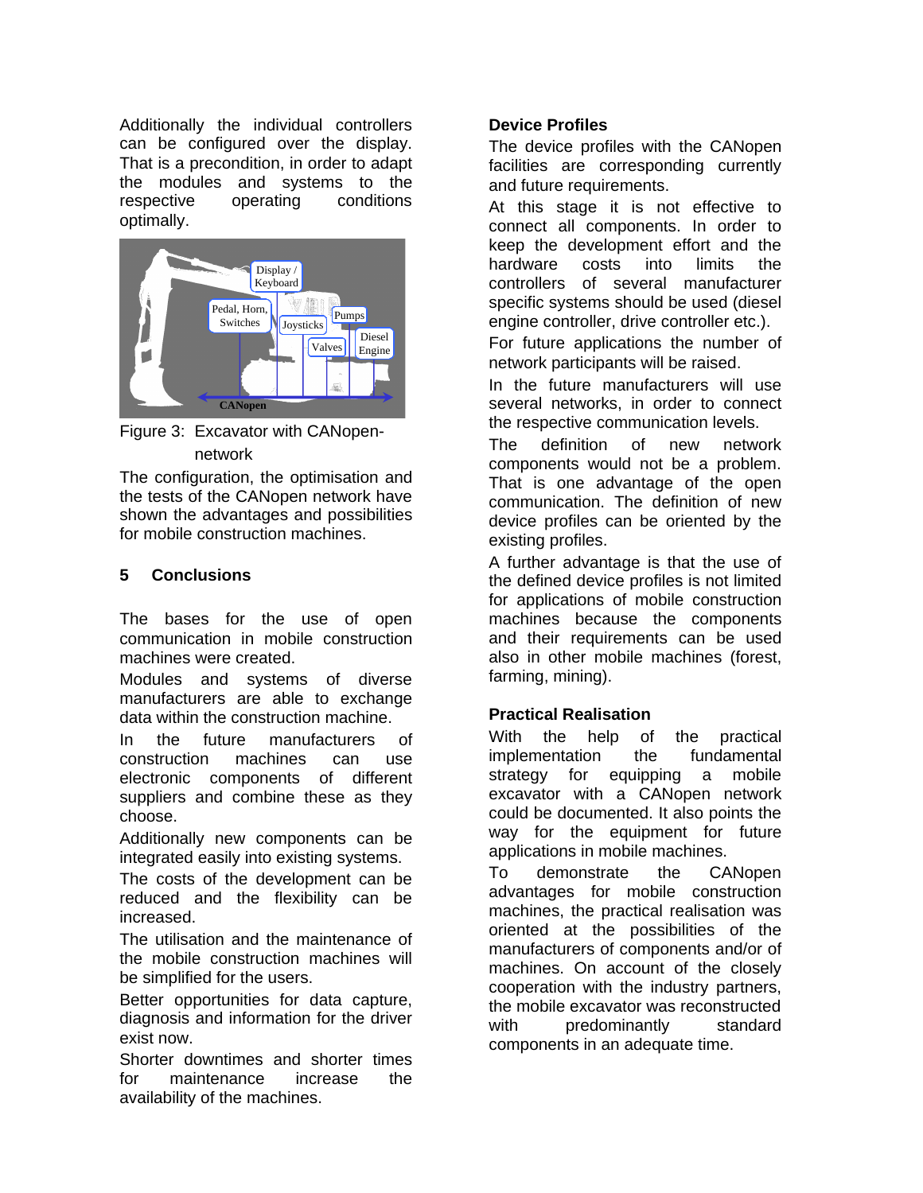Additionally the individual controllers can be configured over the display. That is a precondition, in order to adapt the modules and systems to the respective operating conditions optimally.

Figure 3: Excavator with CANopen-network

The configuration, the optimisation and the tests of the CANopen network have shown the advantages and possibilities for mobile construction machines.

## 5 Conclusions

The bases for the use of open communication in mobile construction machines were created.

Modules and systems of diverse manufacturers are able to exchange data within the construction machine.

In the future manufacturers of construction machines can use electronic components of different suppliers and combine these as they choose.

Additionally new components can be integrated easily into existing systems.

The costs of the development can be reduced and the flexibility can be increased.

The utilisation and the maintenance of the mobile construction machines will be simplified for the users.

Better opportunities for data capture, diagnosis and information for the driver exist now.

Shorter downtimes and shorter times for maintenance increase the availability of the machines.

### Device Profiles

The device profiles with the CANopen facilities are corresponding currently and future requirements.

At this stage it is not effective to connect all components. In order to keep the development effort and the hardware costs into limits the controllers of several manufacturer specific systems should be used (diesel engine controller, drive controller etc.).

For future applications the number of network participants will be raised.

In the future manufacturers will use several networks, in order to connect the respective communication levels.

The definition of new network components would not be a problem. That is one advantage of the open communication. The definition of new device profiles can be oriented by the existing profiles.

A further advantage is that the use of the defined device profiles is not limited for applications of mobile construction machines because the components and their requirements can be used also in other mobile machines (forest, farming, mining).

### Practical Realisation

With the help of the practical implementation the fundamental strategy for equipping a mobile excavator with a CANopen network could be documented. It also points the way for the equipment for future applications in mobile machines.

To demonstrate the CANopen advantages for mobile construction machines, the practical realisation was oriented at the possibilities of the manufacturers of components and/or of machines. On account of the closely cooperation with the industry partners, the mobile excavator was reconstructed with predominantly standard components in an adequate time.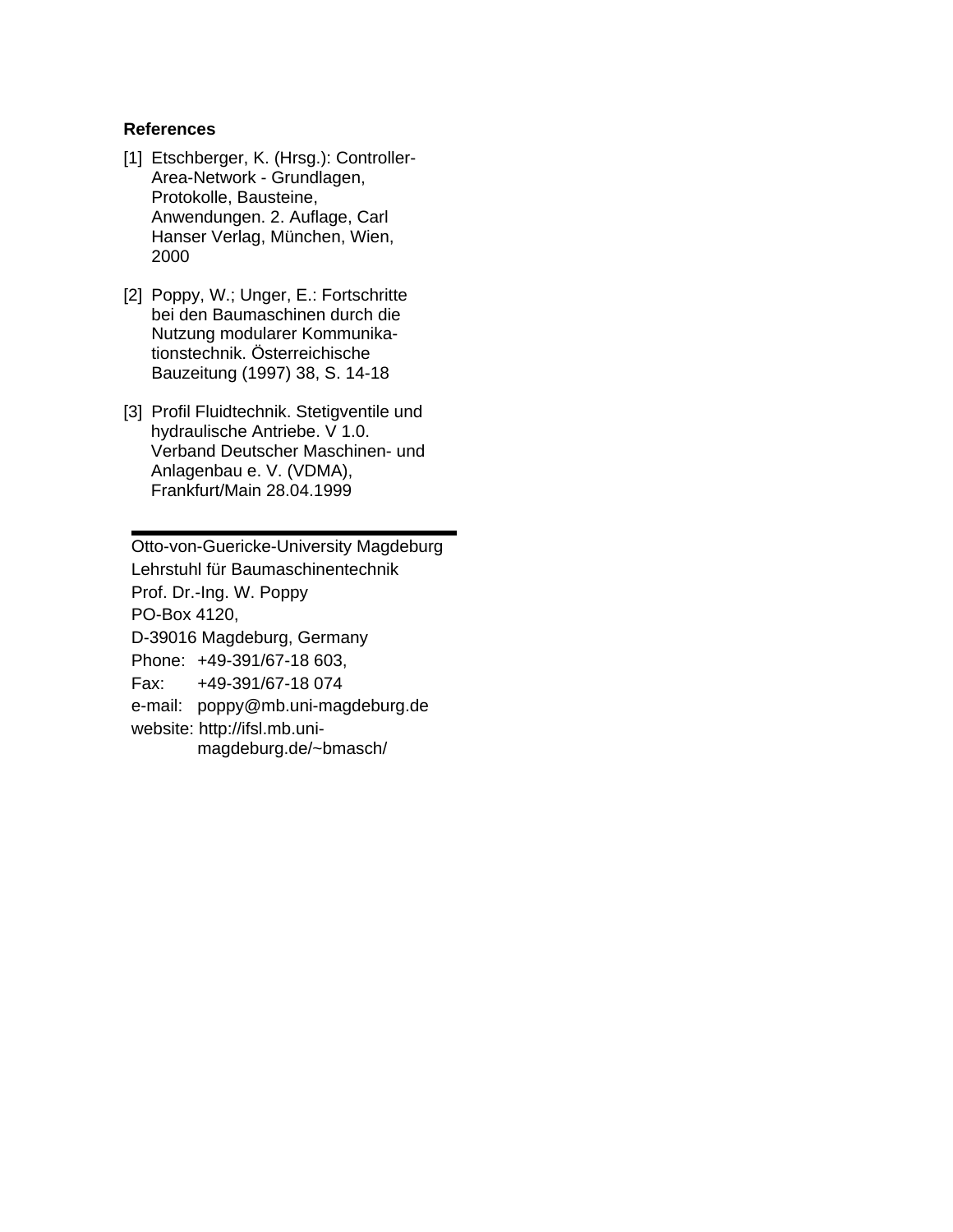**References**

[1] Etschberger, K. (Hrsg.): Controller-Area-Network - Grundlagen, Protokolle, Bausteine, Anwendungen. 2. Auflage, Carl Hanser Verlag, München, Wien, 2000

[2] Poppy, W.; Unger, E.: Fortschritte bei den Baumaschinen durch die Nutzung modularer Kommunikationstechnik. Österreichische Bauzeitung (1997) 38, S. 14-18

[3] Profil Fluidtechnik. Stetigventile und hydraulische Antriebe. V 1.0. Verband Deutscher Maschinen- und Anlagenbau e. V. (VDMA), Frankfurt/Main 28.04.1999

---

Otto-von-Guericke-University Magdeburg
Lehrstuhl für Baumaschinentechnik
Prof. Dr.-Ing. W. Poppy
PO-Box 4120,
D-39016 Magdeburg, Germany
Phone: +49-391/67-18 603,
Fax: +49-391/67-18 074
e-mail: poppy@mb.uni-magdeburg.de
website: http://ifsl.mb.uni-magdeburg.de/~bmasch/